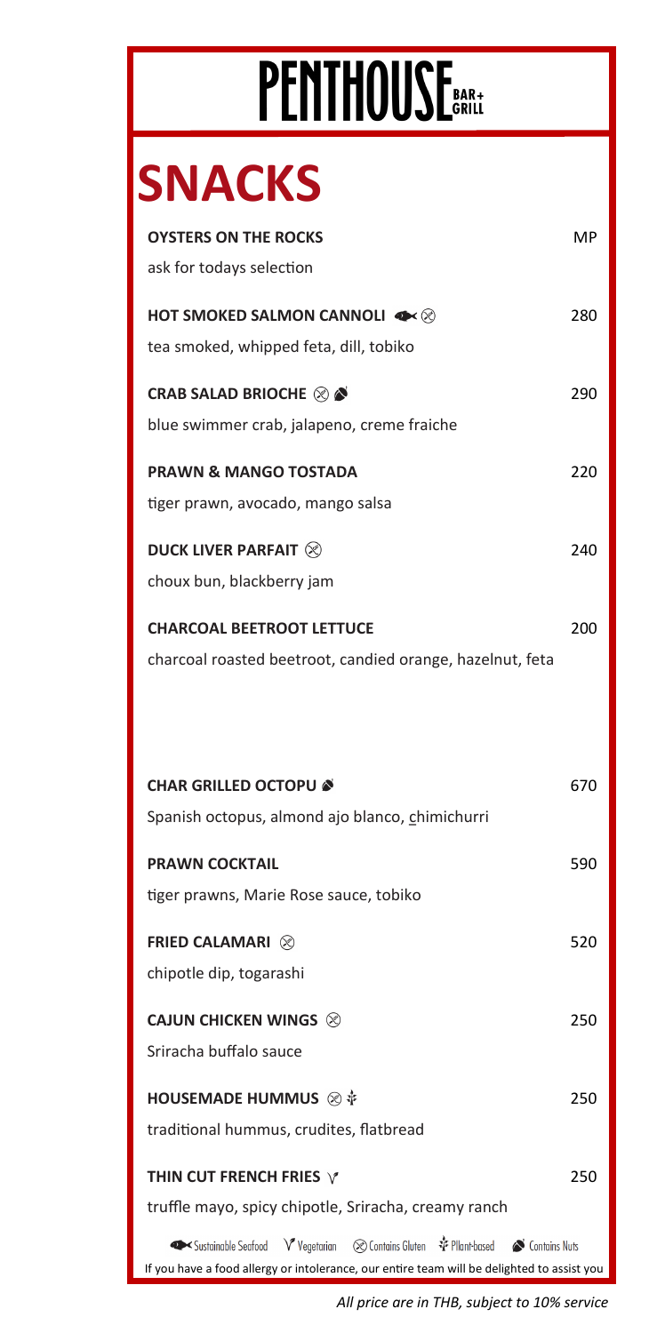# PENTHOUSE BAR+GRILL

## SNACKS

**OYSTERS ON THE ROCKS** MP
ask for todays selection

**HOT SMOKED SALMON CANNOLI** 🐟 ⊗ 280
tea smoked, whipped feta, dill, tobiko

**CRAB SALAD BRIOCHE** ⊗ 🌰 290
blue swimmer crab, jalapeno, creme fraiche

**PRAWN & MANGO TOSTADA** 220
tiger prawn, avocado, mango salsa

**DUCK LIVER PARFAIT** ⊗ 240
choux bun, blackberry jam

**CHARCOAL BEETROOT LETTUCE** 200
charcoal roasted beetroot, candied orange, hazelnut, feta

**CHAR GRILLED OCTOPU** 🌰 670
Spanish octopus, almond ajo blanco, chimichurri

**PRAWN COCKTAIL** 590
tiger prawns, Marie Rose sauce, tobiko

**FRIED CALAMARI** ⊗ 520
chipotle dip, togarashi

**CAJUN CHICKEN WINGS** ⊗ 250
Sriracha buffalo sauce

**HOUSEMADE HUMMUS** ⊗ 🌱 250
traditional hummus, crudites, flatbread

**THIN CUT FRENCH FRIES** V 250
truffle mayo, spicy chipotle, Sriracha, creamy ranch

🐟 Sustainable Seafood V Vegetarian ⊗ Contains Gluten 🌱 Plant-based 🌰 Contains Nuts

If you have a food allergy or intolerance, our entire team will be delighted to assist you

*All price are in THB, subject to 10% service*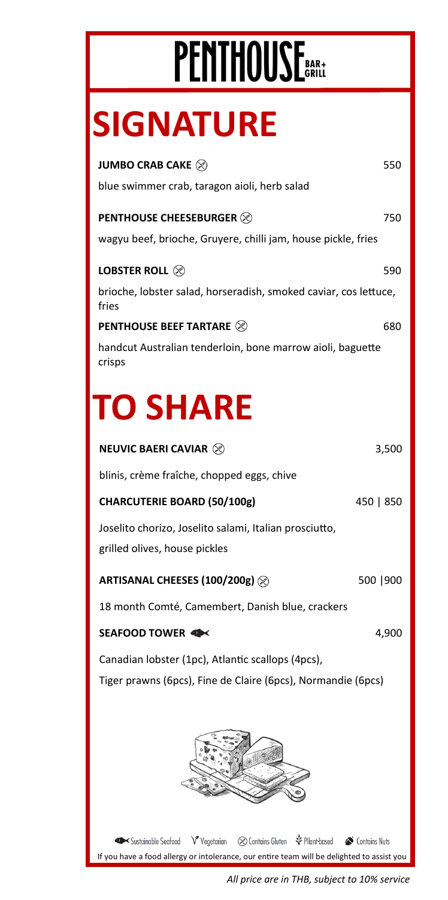# PENTHOUSE BAR+GRILL

## SIGNATURE

**JUMBO CRAB CAKE** ⊗ — 550

blue swimmer crab, taragon aioli, herb salad

**PENTHOUSE CHEESEBURGER** ⊗ — 750

wagyu beef, brioche, Gruyere, chilli jam, house pickle, fries

**LOBSTER ROLL** ⊗ — 590

brioche, lobster salad, horseradish, smoked caviar, cos lettuce, fries

**PENTHOUSE BEEF TARTARE** ⊗ — 680

handcut Australian tenderloin, bone marrow aioli, baguette crisps

## TO SHARE

**NEUVIC BAERI CAVIAR** ⊗ — 3,500

blinis, crème fraîche, chopped eggs, chive

**CHARCUTERIE BOARD (50/100g)** — 450 | 850

Joselito chorizo, Joselito salami, Italian prosciutto,
grilled olives, house pickles

**ARTISANAL CHEESES (100/200g)** ⊗ — 500 |900

18 month Comté, Camembert, Danish blue, crackers

**SEAFOOD TOWER** (Sustainable Seafood) — 4,900

Canadian lobster (1pc), Atlantic scallops (4pcs),
Tiger prawns (6pcs), Fine de Claire (6pcs), Normandie (6pcs)

Sustainable Seafood · Vegetarian · ⊗ Contains Gluten · Plant-based · Contains Nuts

If you have a food allergy or intolerance, our entire team will be delighted to assist you

*All price are in THB, subject to 10% service*